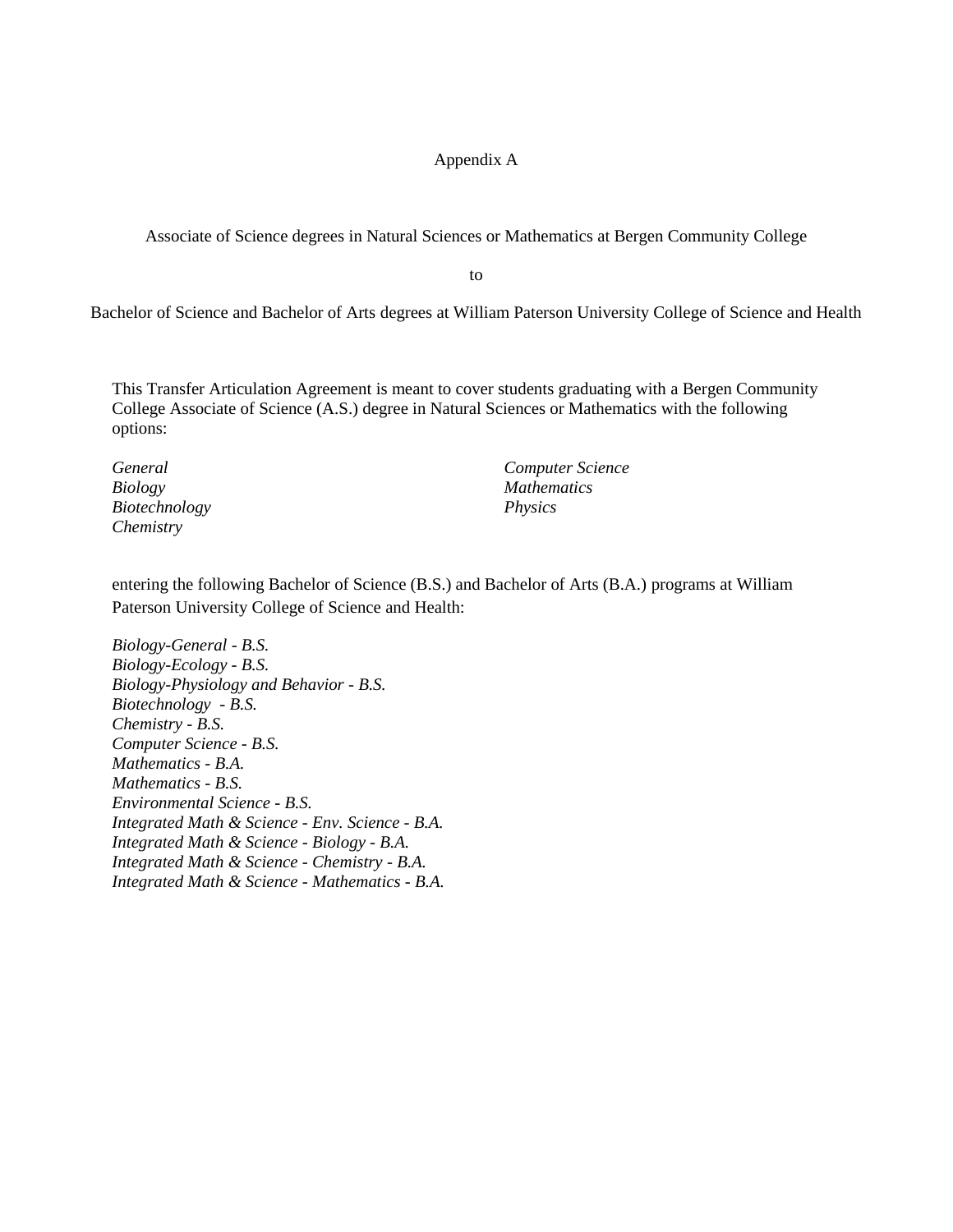# Appendix A

## Associate of Science degrees in Natural Sciences or Mathematics at Bergen Community College

to

## Bachelor of Science and Bachelor of Arts degrees at William Paterson University College of Science and Health

This Transfer Articulation Agreement is meant to cover students graduating with a Bergen Community College Associate of Science (A.S.) degree in Natural Sciences or Mathematics with the following options:

*General*
*Biology*
*Biotechnology*
*Chemistry*
*Computer Science*
*Mathematics*
*Physics*

entering the following Bachelor of Science (B.S.) and Bachelor of Arts (B.A.) programs at William Paterson University College of Science and Health:

*Biology-General - B.S.*
*Biology-Ecology - B.S.*
*Biology-Physiology and Behavior - B.S.*
*Biotechnology - B.S.*
*Chemistry - B.S.*
*Computer Science - B.S.*
*Mathematics - B.A.*
*Mathematics - B.S.*
*Environmental Science - B.S.*
*Integrated Math & Science - Env. Science - B.A.*
*Integrated Math & Science - Biology - B.A.*
*Integrated Math & Science - Chemistry - B.A.*
*Integrated Math & Science - Mathematics - B.A.*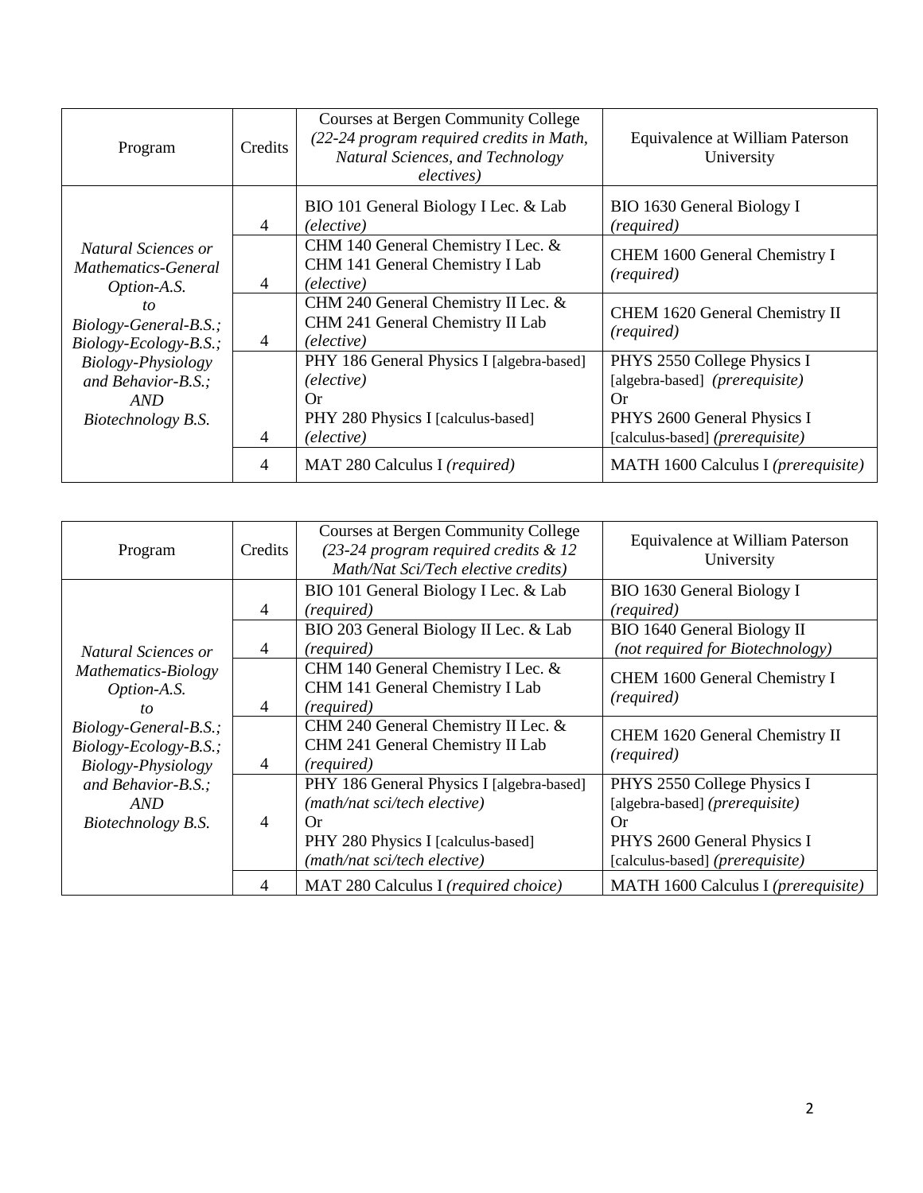| Program | Credits | Courses at Bergen Community College *(22-24 program required credits in Math, Natural Sciences, and Technology electives)* | Equivalence at William Paterson University |
|---|---|---|---|
| *Natural Sciences or Mathematics-General Option-A.S. to Biology-General-B.S.; Biology-Ecology-B.S.; Biology-Physiology and Behavior-B.S.; AND Biotechnology B.S.* | 4 | BIO 101 General Biology I Lec. & Lab *(elective)* | BIO 1630 General Biology I *(required)* |
| | 4 | CHM 140 General Chemistry I Lec. & CHM 141 General Chemistry I Lab *(elective)* | CHEM 1600 General Chemistry I *(required)* |
| | 4 | CHM 240 General Chemistry II Lec. & CHM 241 General Chemistry II Lab *(elective)* | CHEM 1620 General Chemistry II *(required)* |
| | 4 | PHY 186 General Physics I [algebra-based] *(elective)* Or PHY 280 Physics I [calculus-based] *(elective)* | PHYS 2550 College Physics I [algebra-based] *(prerequisite)* Or PHYS 2600 General Physics I [calculus-based] *(prerequisite)* |
| | 4 | MAT 280 Calculus I *(required)* | MATH 1600 Calculus I *(prerequisite)* |

| Program | Credits | Courses at Bergen Community College *(23-24 program required credits & 12 Math/Nat Sci/Tech elective credits)* | Equivalence at William Paterson University |
|---|---|---|---|
| *Natural Sciences or Mathematics-Biology Option-A.S. to Biology-General-B.S.; Biology-Ecology-B.S.; Biology-Physiology and Behavior-B.S.; AND Biotechnology B.S.* | 4 | BIO 101 General Biology I Lec. & Lab *(required)* | BIO 1630 General Biology I *(required)* |
| | 4 | BIO 203 General Biology II Lec. & Lab *(required)* | BIO 1640 General Biology II *(not required for Biotechnology)* |
| | 4 | CHM 140 General Chemistry I Lec. & CHM 141 General Chemistry I Lab *(required)* | CHEM 1600 General Chemistry I *(required)* |
| | 4 | CHM 240 General Chemistry II Lec. & CHM 241 General Chemistry II Lab *(required)* | CHEM 1620 General Chemistry II *(required)* |
| | 4 | PHY 186 General Physics I [algebra-based] *(math/nat sci/tech elective)* Or PHY 280 Physics I [calculus-based] *(math/nat sci/tech elective)* | PHYS 2550 College Physics I [algebra-based] *(prerequisite)* Or PHYS 2600 General Physics I [calculus-based] *(prerequisite)* |
| | 4 | MAT 280 Calculus I *(required choice)* | MATH 1600 Calculus I *(prerequisite)* |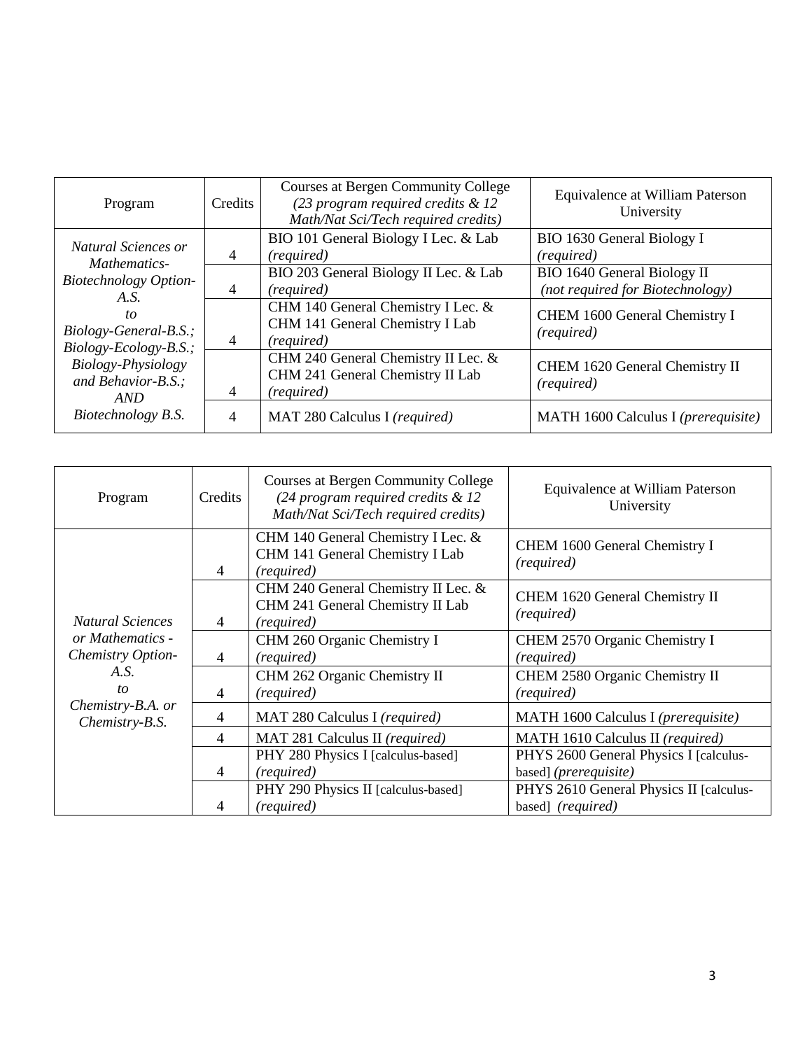| Program | Credits | Courses at Bergen Community College *(23 program required credits & 12 Math/Nat Sci/Tech required credits)* | Equivalence at William Paterson University |
|---|---|---|---|
| *Natural Sciences or Mathematics-Biotechnology Option-A.S. to Biology-General-B.S.; Biology-Ecology-B.S.; Biology-Physiology and Behavior-B.S.; AND Biotechnology B.S.* | 4 | BIO 101 General Biology I Lec. & Lab *(required)* | BIO 1630 General Biology I *(required)* |
| | 4 | BIO 203 General Biology II Lec. & Lab *(required)* | BIO 1640 General Biology II *(not required for Biotechnology)* |
| | 4 | CHM 140 General Chemistry I Lec. & CHM 141 General Chemistry I Lab *(required)* | CHEM 1600 General Chemistry I *(required)* |
| | 4 | CHM 240 General Chemistry II Lec. & CHM 241 General Chemistry II Lab *(required)* | CHEM 1620 General Chemistry II *(required)* |
| | 4 | MAT 280 Calculus I *(required)* | MATH 1600 Calculus I *(prerequisite)* |

| Program | Credits | Courses at Bergen Community College *(24 program required credits & 12 Math/Nat Sci/Tech required credits)* | Equivalence at William Paterson University |
|---|---|---|---|
| *Natural Sciences or Mathematics - Chemistry Option-A.S. to Chemistry-B.A. or Chemistry-B.S.* | 4 | CHM 140 General Chemistry I Lec. & CHM 141 General Chemistry I Lab *(required)* | CHEM 1600 General Chemistry I *(required)* |
| | 4 | CHM 240 General Chemistry II Lec. & CHM 241 General Chemistry II Lab *(required)* | CHEM 1620 General Chemistry II *(required)* |
| | 4 | CHM 260 Organic Chemistry I *(required)* | CHEM 2570 Organic Chemistry I *(required)* |
| | 4 | CHM 262 Organic Chemistry II *(required)* | CHEM 2580 Organic Chemistry II *(required)* |
| | 4 | MAT 280 Calculus I *(required)* | MATH 1600 Calculus I *(prerequisite)* |
| | 4 | MAT 281 Calculus II *(required)* | MATH 1610 Calculus II *(required)* |
| | 4 | PHY 280 Physics I [calculus-based] *(required)* | PHYS 2600 General Physics I [calculus-based] *(prerequisite)* |
| | 4 | PHY 290 Physics II [calculus-based] *(required)* | PHYS 2610 General Physics II [calculus-based] *(required)* |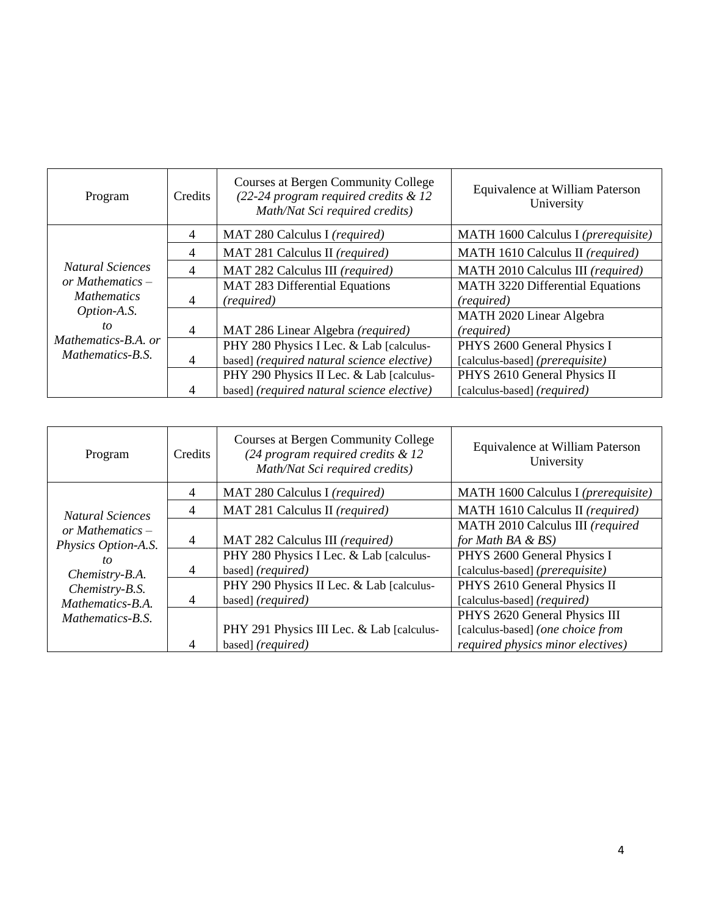| Program | Credits | Courses at Bergen Community College *(22-24 program required credits & 12 Math/Nat Sci required credits)* | Equivalence at William Paterson University |
|---|---|---|---|
| *Natural Sciences or Mathematics – Mathematics Option-A.S. to Mathematics-B.A. or Mathematics-B.S.* | 4 | MAT 280 Calculus I *(required)* | MATH 1600 Calculus I *(prerequisite)* |
| | 4 | MAT 281 Calculus II *(required)* | MATH 1610 Calculus II *(required)* |
| | 4 | MAT 282 Calculus III *(required)* | MATH 2010 Calculus III *(required)* |
| | 4 | MAT 283 Differential Equations *(required)* | MATH 3220 Differential Equations *(required)* |
| | 4 | MAT 286 Linear Algebra *(required)* | MATH 2020 Linear Algebra *(required)* |
| | 4 | PHY 280 Physics I Lec. & Lab [calculus-based] *(required natural science elective)* | PHYS 2600 General Physics I [calculus-based] *(prerequisite)* |
| | 4 | PHY 290 Physics II Lec. & Lab [calculus-based] *(required natural science elective)* | PHYS 2610 General Physics II [calculus-based] *(required)* |

| Program | Credits | Courses at Bergen Community College *(24 program required credits & 12 Math/Nat Sci required credits)* | Equivalence at William Paterson University |
|---|---|---|---|
| *Natural Sciences or Mathematics – Physics Option-A.S. to Chemistry-B.A. Chemistry-B.S. Mathematics-B.A. Mathematics-B.S.* | 4 | MAT 280 Calculus I *(required)* | MATH 1600 Calculus I *(prerequisite)* |
| | 4 | MAT 281 Calculus II *(required)* | MATH 1610 Calculus II *(required)* |
| | 4 | MAT 282 Calculus III *(required)* | MATH 2010 Calculus III *(required for Math BA & BS)* |
| | 4 | PHY 280 Physics I Lec. & Lab [calculus-based] *(required)* | PHYS 2600 General Physics I [calculus-based] *(prerequisite)* |
| | 4 | PHY 290 Physics II Lec. & Lab [calculus-based] *(required)* | PHYS 2610 General Physics II [calculus-based] *(required)* |
| | 4 | PHY 291 Physics III Lec. & Lab [calculus-based] *(required)* | PHYS 2620 General Physics III [calculus-based] *(one choice from required physics minor electives)* |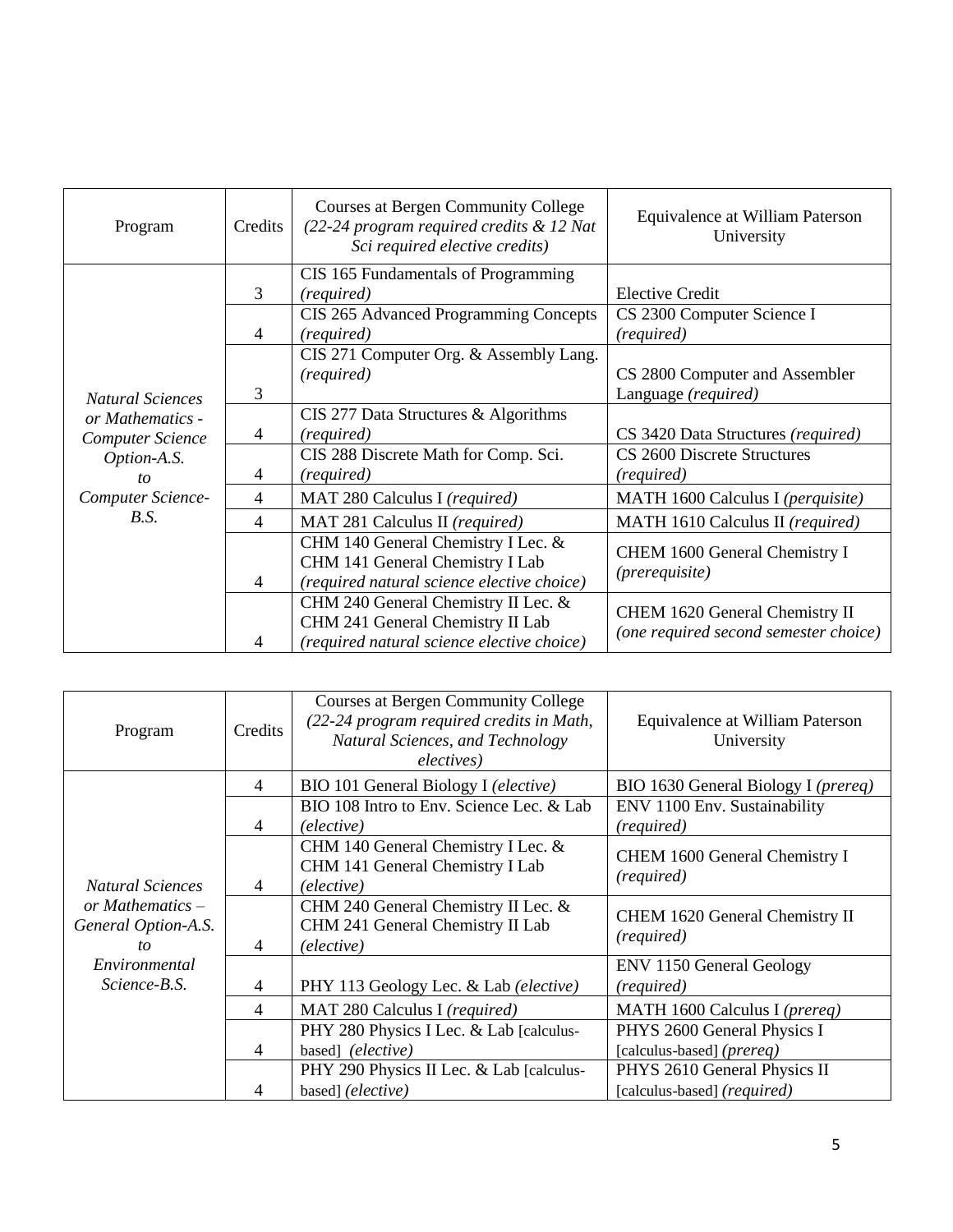| Program | Credits | Courses at Bergen Community College *(22-24 program required credits & 12 Nat Sci required elective credits)* | Equivalence at William Paterson University |
|---|---|---|---|
| *Natural Sciences or Mathematics - Computer Science Option-A.S. to Computer Science-B.S.* | 3 | CIS 165 Fundamentals of Programming *(required)* | Elective Credit |
| | 4 | CIS 265 Advanced Programming Concepts *(required)* | CS 2300 Computer Science I *(required)* |
| | 3 | CIS 271 Computer Org. & Assembly Lang. *(required)* | CS 2800 Computer and Assembler Language *(required)* |
| | 4 | CIS 277 Data Structures & Algorithms *(required)* | CS 3420 Data Structures *(required)* |
| | 4 | CIS 288 Discrete Math for Comp. Sci. *(required)* | CS 2600 Discrete Structures *(required)* |
| | 4 | MAT 280 Calculus I *(required)* | MATH 1600 Calculus I *(perquisite)* |
| | 4 | MAT 281 Calculus II *(required)* | MATH 1610 Calculus II *(required)* |
| | 4 | CHM 140 General Chemistry I Lec. & CHM 141 General Chemistry I Lab *(required natural science elective choice)* | CHEM 1600 General Chemistry I *(prerequisite)* |
| | 4 | CHM 240 General Chemistry II Lec. & CHM 241 General Chemistry II Lab *(required natural science elective choice)* | CHEM 1620 General Chemistry II *(one required second semester choice)* |

| Program | Credits | Courses at Bergen Community College *(22-24 program required credits in Math, Natural Sciences, and Technology electives)* | Equivalence at William Paterson University |
|---|---|---|---|
| *Natural Sciences or Mathematics – General Option-A.S. to Environmental Science-B.S.* | 4 | BIO 101 General Biology I *(elective)* | BIO 1630 General Biology I *(prereq)* |
| | 4 | BIO 108 Intro to Env. Science Lec. & Lab *(elective)* | ENV 1100 Env. Sustainability *(required)* |
| | 4 | CHM 140 General Chemistry I Lec. & CHM 141 General Chemistry I Lab *(elective)* | CHEM 1600 General Chemistry I *(required)* |
| | 4 | CHM 240 General Chemistry II Lec. & CHM 241 General Chemistry II Lab *(elective)* | CHEM 1620 General Chemistry II *(required)* |
| | 4 | PHY 113 Geology Lec. & Lab *(elective)* | ENV 1150 General Geology *(required)* |
| | 4 | MAT 280 Calculus I *(required)* | MATH 1600 Calculus I *(prereq)* |
| | 4 | PHY 280 Physics I Lec. & Lab [calculus-based] *(elective)* | PHYS 2600 General Physics I [calculus-based] *(prereq)* |
| | 4 | PHY 290 Physics II Lec. & Lab [calculus-based] *(elective)* | PHYS 2610 General Physics II [calculus-based] *(required)* |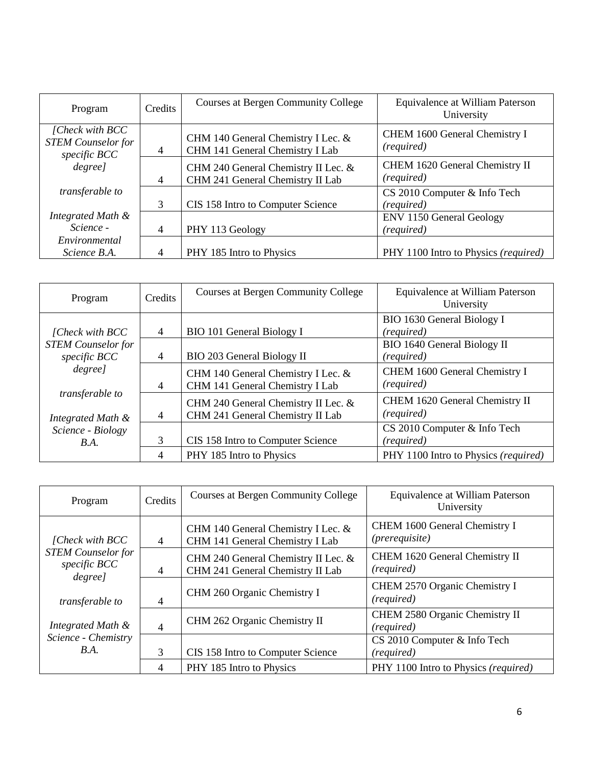| Program | Credits | Courses at Bergen Community College | Equivalence at William Paterson University |
|---|---|---|---|
| *[Check with BCC STEM Counselor for specific BCC degree]* *transferable to* *Integrated Math & Science - Environmental Science B.A.* | 4 | CHM 140 General Chemistry I Lec. & CHM 141 General Chemistry I Lab | CHEM 1600 General Chemistry I *(required)* |
| | 4 | CHM 240 General Chemistry II Lec. & CHM 241 General Chemistry II Lab | CHEM 1620 General Chemistry II *(required)* |
| | 3 | CIS 158 Intro to Computer Science | CS 2010 Computer & Info Tech *(required)* |
| | 4 | PHY 113 Geology | ENV 1150 General Geology *(required)* |
| | 4 | PHY 185 Intro to Physics | PHY 1100 Intro to Physics *(required)* |

| Program | Credits | Courses at Bergen Community College | Equivalence at William Paterson University |
|---|---|---|---|
| *[Check with BCC STEM Counselor for specific BCC degree]* *transferable to* *Integrated Math & Science - Biology B.A.* | 4 | BIO 101 General Biology I | BIO 1630 General Biology I *(required)* |
| | 4 | BIO 203 General Biology II | BIO 1640 General Biology II *(required)* |
| | 4 | CHM 140 General Chemistry I Lec. & CHM 141 General Chemistry I Lab | CHEM 1600 General Chemistry I *(required)* |
| | 4 | CHM 240 General Chemistry II Lec. & CHM 241 General Chemistry II Lab | CHEM 1620 General Chemistry II *(required)* |
| | 3 | CIS 158 Intro to Computer Science | CS 2010 Computer & Info Tech *(required)* |
| | 4 | PHY 185 Intro to Physics | PHY 1100 Intro to Physics *(required)* |

| Program | Credits | Courses at Bergen Community College | Equivalence at William Paterson University |
|---|---|---|---|
| *[Check with BCC STEM Counselor for specific BCC degree]* *transferable to* *Integrated Math & Science - Chemistry B.A.* | 4 | CHM 140 General Chemistry I Lec. & CHM 141 General Chemistry I Lab | CHEM 1600 General Chemistry I *(prerequisite)* |
| | 4 | CHM 240 General Chemistry II Lec. & CHM 241 General Chemistry II Lab | CHEM 1620 General Chemistry II *(required)* |
| | 4 | CHM 260 Organic Chemistry I | CHEM 2570 Organic Chemistry I *(required)* |
| | 4 | CHM 262 Organic Chemistry II | CHEM 2580 Organic Chemistry II *(required)* |
| | 3 | CIS 158 Intro to Computer Science | CS 2010 Computer & Info Tech *(required)* |
| | 4 | PHY 185 Intro to Physics | PHY 1100 Intro to Physics *(required)* |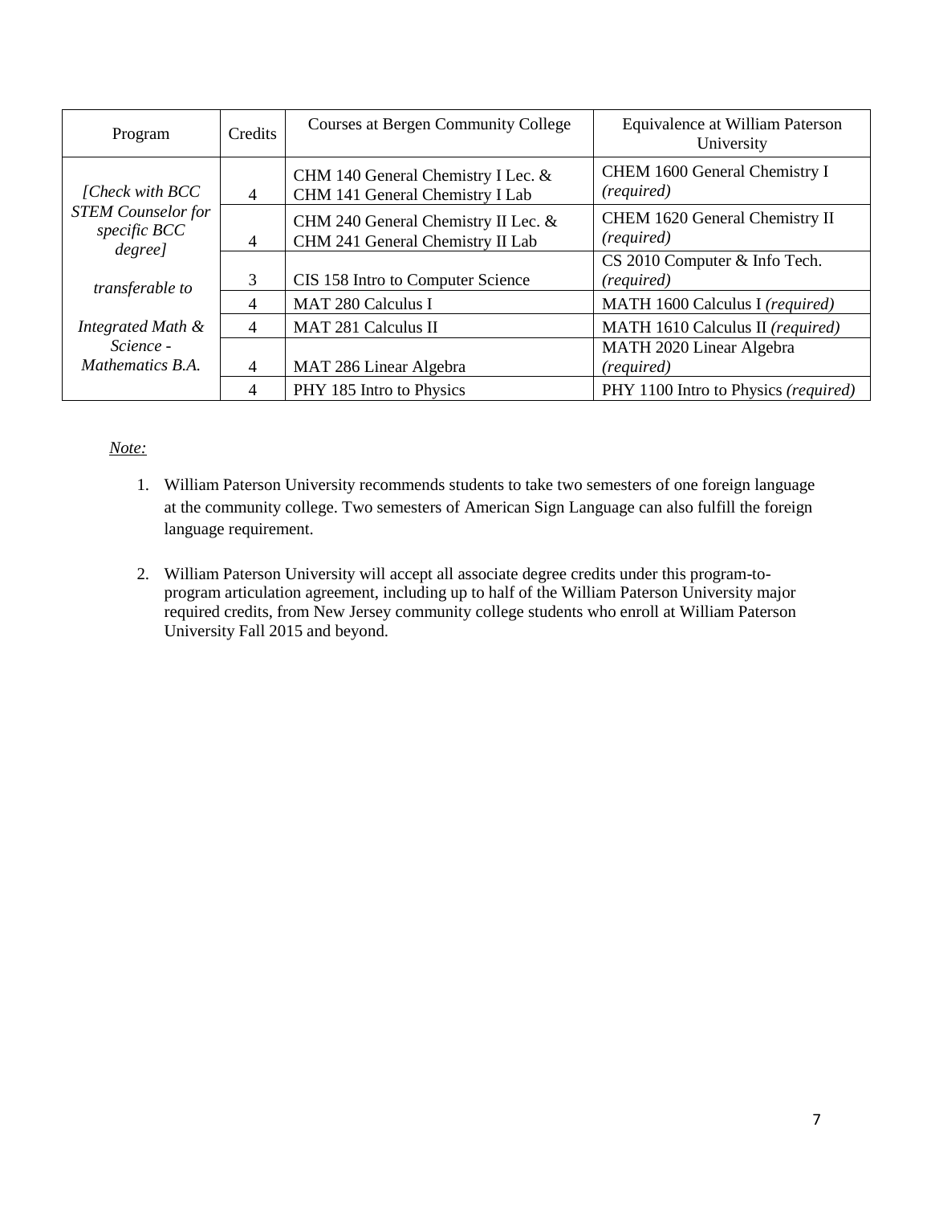| Program | Credits | Courses at Bergen Community College | Equivalence at William Paterson University |
|---|---|---|---|
| *[Check with BCC STEM Counselor for specific BCC degree]*<br><br>*transferable to*<br><br>*Integrated Math & Science - Mathematics B.A.* | 4 | CHM 140 General Chemistry I Lec. & CHM 141 General Chemistry I Lab | CHEM 1600 General Chemistry I *(required)* |
| | 4 | CHM 240 General Chemistry II Lec. & CHM 241 General Chemistry II Lab | CHEM 1620 General Chemistry II *(required)* |
| | 3 | CIS 158 Intro to Computer Science | CS 2010 Computer & Info Tech. *(required)* |
| | 4 | MAT 280 Calculus I | MATH 1600 Calculus I *(required)* |
| | 4 | MAT 281 Calculus II | MATH 1610 Calculus II *(required)* |
| | 4 | MAT 286 Linear Algebra | MATH 2020 Linear Algebra *(required)* |
| | 4 | PHY 185 Intro to Physics | PHY 1100 Intro to Physics *(required)* |

*Note:*

1. William Paterson University recommends students to take two semesters of one foreign language at the community college. Two semesters of American Sign Language can also fulfill the foreign language requirement.

2. William Paterson University will accept all associate degree credits under this program-to-program articulation agreement, including up to half of the William Paterson University major required credits, from New Jersey community college students who enroll at William Paterson University Fall 2015 and beyond.